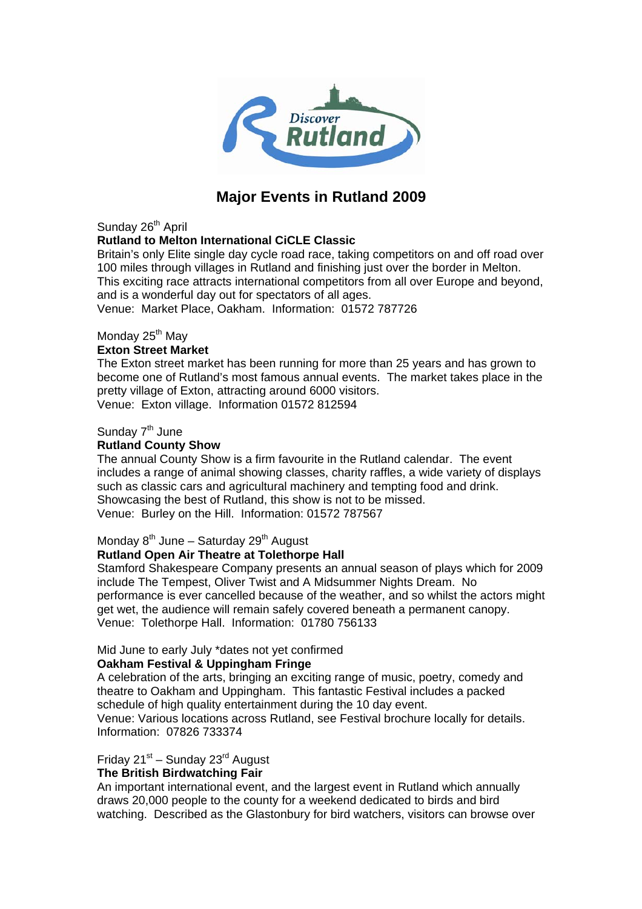Discover Rutland

# Major Events in Rutland 2009

Sunday 26th April
**Rutland to Melton International CiCLE Classic**
Britain's only Elite single day cycle road race, taking competitors on and off road over 100 miles through villages in Rutland and finishing just over the border in Melton. This exciting race attracts international competitors from all over Europe and beyond, and is a wonderful day out for spectators of all ages.
Venue: Market Place, Oakham. Information: 01572 787726

Monday 25th May
**Exton Street Market**
The Exton street market has been running for more than 25 years and has grown to become one of Rutland's most famous annual events. The market takes place in the pretty village of Exton, attracting around 6000 visitors.
Venue: Exton village. Information 01572 812594

Sunday 7th June
**Rutland County Show**
The annual County Show is a firm favourite in the Rutland calendar. The event includes a range of animal showing classes, charity raffles, a wide variety of displays such as classic cars and agricultural machinery and tempting food and drink. Showcasing the best of Rutland, this show is not to be missed.
Venue: Burley on the Hill. Information: 01572 787567

Monday 8th June – Saturday 29th August
**Rutland Open Air Theatre at Tolethorpe Hall**
Stamford Shakespeare Company presents an annual season of plays which for 2009 include The Tempest, Oliver Twist and A Midsummer Nights Dream. No performance is ever cancelled because of the weather, and so whilst the actors might get wet, the audience will remain safely covered beneath a permanent canopy.
Venue: Tolethorpe Hall. Information: 01780 756133

Mid June to early July *dates not yet confirmed
**Oakham Festival & Uppingham Fringe**
A celebration of the arts, bringing an exciting range of music, poetry, comedy and theatre to Oakham and Uppingham. This fantastic Festival includes a packed schedule of high quality entertainment during the 10 day event.
Venue: Various locations across Rutland, see Festival brochure locally for details.
Information: 07826 733374

Friday 21st – Sunday 23rd August
**The British Birdwatching Fair**
An important international event, and the largest event in Rutland which annually draws 20,000 people to the county for a weekend dedicated to birds and bird watching. Described as the Glastonbury for bird watchers, visitors can browse over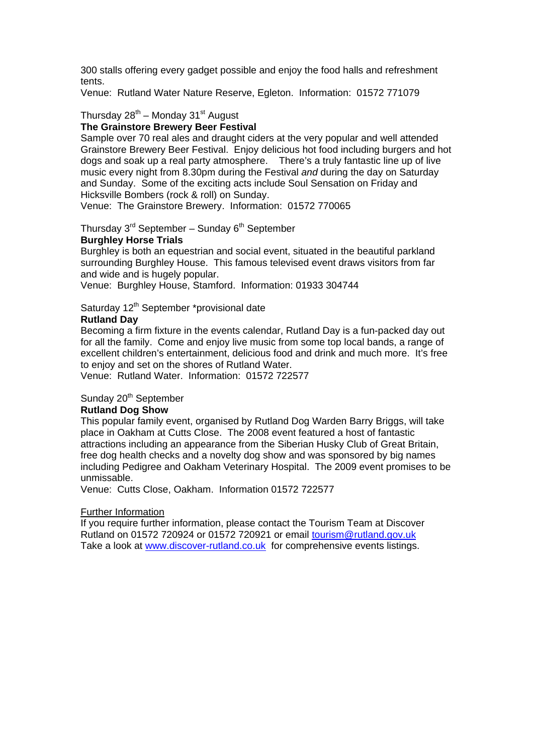300 stalls offering every gadget possible and enjoy the food halls and refreshment tents.

Venue: Rutland Water Nature Reserve, Egleton. Information: 01572 771079

Thursday 28th – Monday 31st August

**The Grainstore Brewery Beer Festival**

Sample over 70 real ales and draught ciders at the very popular and well attended Grainstore Brewery Beer Festival. Enjoy delicious hot food including burgers and hot dogs and soak up a real party atmosphere. There's a truly fantastic line up of live music every night from 8.30pm during the Festival *and* during the day on Saturday and Sunday. Some of the exciting acts include Soul Sensation on Friday and Hicksville Bombers (rock & roll) on Sunday.

Venue: The Grainstore Brewery. Information: 01572 770065

Thursday 3rd September – Sunday 6th September

**Burghley Horse Trials**

Burghley is both an equestrian and social event, situated in the beautiful parkland surrounding Burghley House. This famous televised event draws visitors from far and wide and is hugely popular.

Venue: Burghley House, Stamford. Information: 01933 304744

Saturday 12th September *provisional date

**Rutland Day**

Becoming a firm fixture in the events calendar, Rutland Day is a fun-packed day out for all the family. Come and enjoy live music from some top local bands, a range of excellent children's entertainment, delicious food and drink and much more. It's free to enjoy and set on the shores of Rutland Water.

Venue: Rutland Water. Information: 01572 722577

Sunday 20th September

**Rutland Dog Show**

This popular family event, organised by Rutland Dog Warden Barry Briggs, will take place in Oakham at Cutts Close. The 2008 event featured a host of fantastic attractions including an appearance from the Siberian Husky Club of Great Britain, free dog health checks and a novelty dog show and was sponsored by big names including Pedigree and Oakham Veterinary Hospital. The 2009 event promises to be unmissable.

Venue: Cutts Close, Oakham. Information 01572 722577

Further Information

If you require further information, please contact the Tourism Team at Discover Rutland on 01572 720924 or 01572 720921 or email tourism@rutland.gov.uk
Take a look at www.discover-rutland.co.uk for comprehensive events listings.